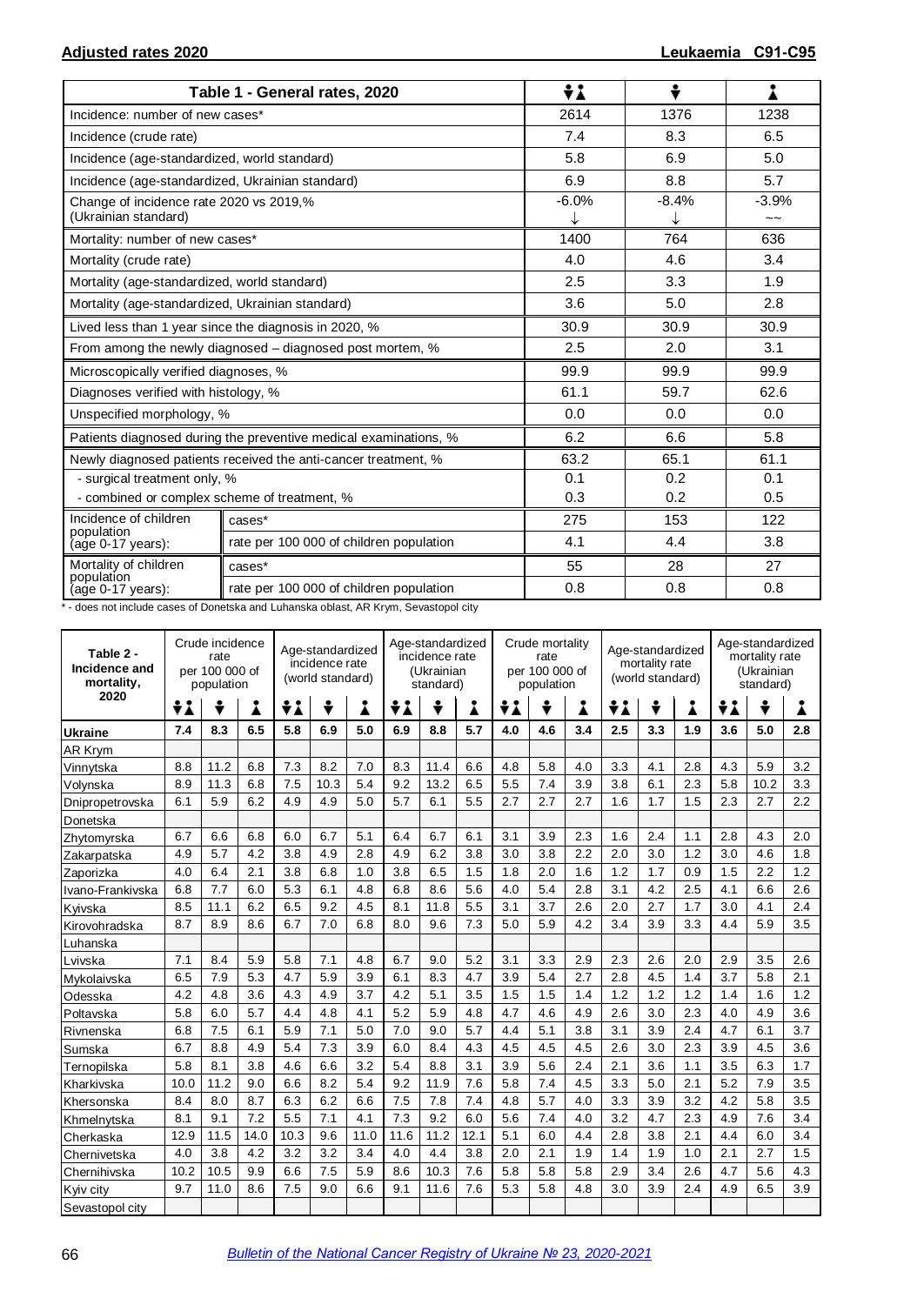## Adjusted rates 2020

## Leukaemia C91-C95

| Table 1 - General rates, 2020 | | Both sexes | Male | Female |
|---|---|---|---|---|
| Incidence: number of new cases* | | 2614 | 1376 | 1238 |
| Incidence (crude rate) | | 7.4 | 8.3 | 6.5 |
| Incidence (age-standardized, world standard) | | 5.8 | 6.9 | 5.0 |
| Incidence (age-standardized, Ukrainian standard) | | 6.9 | 8.8 | 5.7 |
| Change of incidence rate 2020 vs 2019,% (Ukrainian standard) | | -6.0% ↓ | -8.4% ↓ | -3.9% ~~ |
| Mortality: number of new cases* | | 1400 | 764 | 636 |
| Mortality (crude rate) | | 4.0 | 4.6 | 3.4 |
| Mortality (age-standardized, world standard) | | 2.5 | 3.3 | 1.9 |
| Mortality (age-standardized, Ukrainian standard) | | 3.6 | 5.0 | 2.8 |
| Lived less than 1 year since the diagnosis in 2020, % | | 30.9 | 30.9 | 30.9 |
| From among the newly diagnosed – diagnosed post mortem, % | | 2.5 | 2.0 | 3.1 |
| Microscopically verified diagnoses, % | | 99.9 | 99.9 | 99.9 |
| Diagnoses verified with histology, % | | 61.1 | 59.7 | 62.6 |
| Unspecified morphology, % | | 0.0 | 0.0 | 0.0 |
| Patients diagnosed during the preventive medical examinations, % | | 6.2 | 6.6 | 5.8 |
| Newly diagnosed patients received the anti-cancer treatment, % | | 63.2 | 65.1 | 61.1 |
| - surgical treatment only, % | | 0.1 | 0.2 | 0.1 |
| - combined or complex scheme of treatment, % | | 0.3 | 0.2 | 0.5 |
| Incidence of children population (age 0-17 years): | cases* | 275 | 153 | 122 |
| | rate per 100 000 of children population | 4.1 | 4.4 | 3.8 |
| Mortality of children population (age 0-17 years): | cases* | 55 | 28 | 27 |
| | rate per 100 000 of children population | 0.8 | 0.8 | 0.8 |

\* - does not include cases of Donetska and Luhanska oblast, AR Krym, Sevastopol city

| Table 2 - Incidence and mortality, 2020 | Crude incidence rate per 100 000 of population | | | Age-standardized incidence rate (world standard) | | | Age-standardized incidence rate (Ukrainian standard) | | | Crude mortality rate per 100 000 of population | | | Age-standardized mortality rate (world standard) | | | Age-standardized mortality rate (Ukrainian standard) | | |
|---|---|---|---|---|---|---|---|---|---|---|---|---|---|---|---|---|---|---|
| | Both | Male | Female | Both | Male | Female | Both | Male | Female | Both | Male | Female | Both | Male | Female | Both | Male | Female |
| **Ukraine** | **7.4** | **8.3** | **6.5** | **5.8** | **6.9** | **5.0** | **6.9** | **8.8** | **5.7** | **4.0** | **4.6** | **3.4** | **2.5** | **3.3** | **1.9** | **3.6** | **5.0** | **2.8** |
| AR Krym | | | | | | | | | | | | | | | | | | |
| Vinnytska | 8.8 | 11.2 | 6.8 | 7.3 | 8.2 | 7.0 | 8.3 | 11.4 | 6.6 | 4.8 | 5.8 | 4.0 | 3.3 | 4.1 | 2.8 | 4.3 | 5.9 | 3.2 |
| Volynska | 8.9 | 11.3 | 6.8 | 7.5 | 10.3 | 5.4 | 9.2 | 13.2 | 6.5 | 5.5 | 7.4 | 3.9 | 3.8 | 6.1 | 2.3 | 5.8 | 10.2 | 3.3 |
| Dnipropetrovska | 6.1 | 5.9 | 6.2 | 4.9 | 4.9 | 5.0 | 5.7 | 6.1 | 5.5 | 2.7 | 2.7 | 2.7 | 1.6 | 1.7 | 1.5 | 2.3 | 2.7 | 2.2 |
| Donetska | | | | | | | | | | | | | | | | | | |
| Zhytomyrska | 6.7 | 6.6 | 6.8 | 6.0 | 6.7 | 5.1 | 6.4 | 6.7 | 6.1 | 3.1 | 3.9 | 2.3 | 1.6 | 2.4 | 1.1 | 2.8 | 4.3 | 2.0 |
| Zakarpatska | 4.9 | 5.7 | 4.2 | 3.8 | 4.9 | 2.8 | 4.9 | 6.2 | 3.8 | 3.0 | 3.8 | 2.2 | 2.0 | 3.0 | 1.2 | 3.0 | 4.6 | 1.8 |
| Zaporizka | 4.0 | 6.4 | 2.1 | 3.8 | 6.8 | 1.0 | 3.8 | 6.5 | 1.5 | 1.8 | 2.0 | 1.6 | 1.2 | 1.7 | 0.9 | 1.5 | 2.2 | 1.2 |
| Ivano-Frankivska | 6.8 | 7.7 | 6.0 | 5.3 | 6.1 | 4.8 | 6.8 | 8.6 | 5.6 | 4.0 | 5.4 | 2.8 | 3.1 | 4.2 | 2.5 | 4.1 | 6.6 | 2.6 |
| Kyivska | 8.5 | 11.1 | 6.2 | 6.5 | 9.2 | 4.5 | 8.1 | 11.8 | 5.5 | 3.1 | 3.7 | 2.6 | 2.0 | 2.7 | 1.7 | 3.0 | 4.1 | 2.4 |
| Kirovohradska | 8.7 | 8.9 | 8.6 | 6.7 | 7.0 | 6.8 | 8.0 | 9.6 | 7.3 | 5.0 | 5.9 | 4.2 | 3.4 | 3.9 | 3.3 | 4.4 | 5.9 | 3.5 |
| Luhanska | | | | | | | | | | | | | | | | | | |
| Lvivska | 7.1 | 8.4 | 5.9 | 5.8 | 7.1 | 4.8 | 6.7 | 9.0 | 5.2 | 3.1 | 3.3 | 2.9 | 2.3 | 2.6 | 2.0 | 2.9 | 3.5 | 2.6 |
| Mykolaivska | 6.5 | 7.9 | 5.3 | 4.7 | 5.9 | 3.9 | 6.1 | 8.3 | 4.7 | 3.9 | 5.4 | 2.7 | 2.8 | 4.5 | 1.4 | 3.7 | 5.8 | 2.1 |
| Odesska | 4.2 | 4.8 | 3.6 | 4.3 | 4.9 | 3.7 | 4.2 | 5.1 | 3.5 | 1.5 | 1.5 | 1.4 | 1.2 | 1.2 | 1.2 | 1.4 | 1.6 | 1.2 |
| Poltavska | 5.8 | 6.0 | 5.7 | 4.4 | 4.8 | 4.1 | 5.2 | 5.9 | 4.8 | 4.7 | 4.6 | 4.9 | 2.6 | 3.0 | 2.3 | 4.0 | 4.9 | 3.6 |
| Rivnenska | 6.8 | 7.5 | 6.1 | 5.9 | 7.1 | 5.0 | 7.0 | 9.0 | 5.7 | 4.4 | 5.1 | 3.8 | 3.1 | 3.9 | 2.4 | 4.7 | 6.1 | 3.7 |
| Sumska | 6.7 | 8.8 | 4.9 | 5.4 | 7.3 | 3.9 | 6.0 | 8.4 | 4.3 | 4.5 | 4.5 | 4.5 | 2.6 | 3.0 | 2.3 | 3.9 | 4.5 | 3.6 |
| Ternopilska | 5.8 | 8.1 | 3.8 | 4.6 | 6.6 | 3.2 | 5.4 | 8.8 | 3.1 | 3.9 | 5.6 | 2.4 | 2.1 | 3.6 | 1.1 | 3.5 | 6.3 | 1.7 |
| Kharkivska | 10.0 | 11.2 | 9.0 | 6.6 | 8.2 | 5.4 | 9.2 | 11.9 | 7.6 | 5.8 | 7.4 | 4.5 | 3.3 | 5.0 | 2.1 | 5.2 | 7.9 | 3.5 |
| Khersonska | 8.4 | 8.0 | 8.7 | 6.3 | 6.2 | 6.6 | 7.5 | 7.8 | 7.4 | 4.8 | 5.7 | 4.0 | 3.3 | 3.9 | 3.2 | 4.2 | 5.8 | 3.5 |
| Khmelnytska | 8.1 | 9.1 | 7.2 | 5.5 | 7.1 | 4.1 | 7.3 | 9.2 | 6.0 | 5.6 | 7.4 | 4.0 | 3.2 | 4.7 | 2.3 | 4.9 | 7.6 | 3.4 |
| Cherkaska | 12.9 | 11.5 | 14.0 | 10.3 | 9.6 | 11.0 | 11.6 | 11.2 | 12.1 | 5.1 | 6.0 | 4.4 | 2.8 | 3.8 | 2.1 | 4.4 | 6.0 | 3.4 |
| Chernivetska | 4.0 | 3.8 | 4.2 | 3.2 | 3.2 | 3.4 | 4.0 | 4.4 | 3.8 | 2.0 | 2.1 | 1.9 | 1.4 | 1.9 | 1.0 | 2.1 | 2.7 | 1.5 |
| Chernihivska | 10.2 | 10.5 | 9.9 | 6.6 | 7.5 | 5.9 | 8.6 | 10.3 | 7.6 | 5.8 | 5.8 | 5.8 | 2.9 | 3.4 | 2.6 | 4.7 | 5.6 | 4.3 |
| Kyiv city | 9.7 | 11.0 | 8.6 | 7.5 | 9.0 | 6.6 | 9.1 | 11.6 | 7.6 | 5.3 | 5.8 | 4.8 | 3.0 | 3.9 | 2.4 | 4.9 | 6.5 | 3.9 |
| Sevastopol city | | | | | | | | | | | | | | | | | | |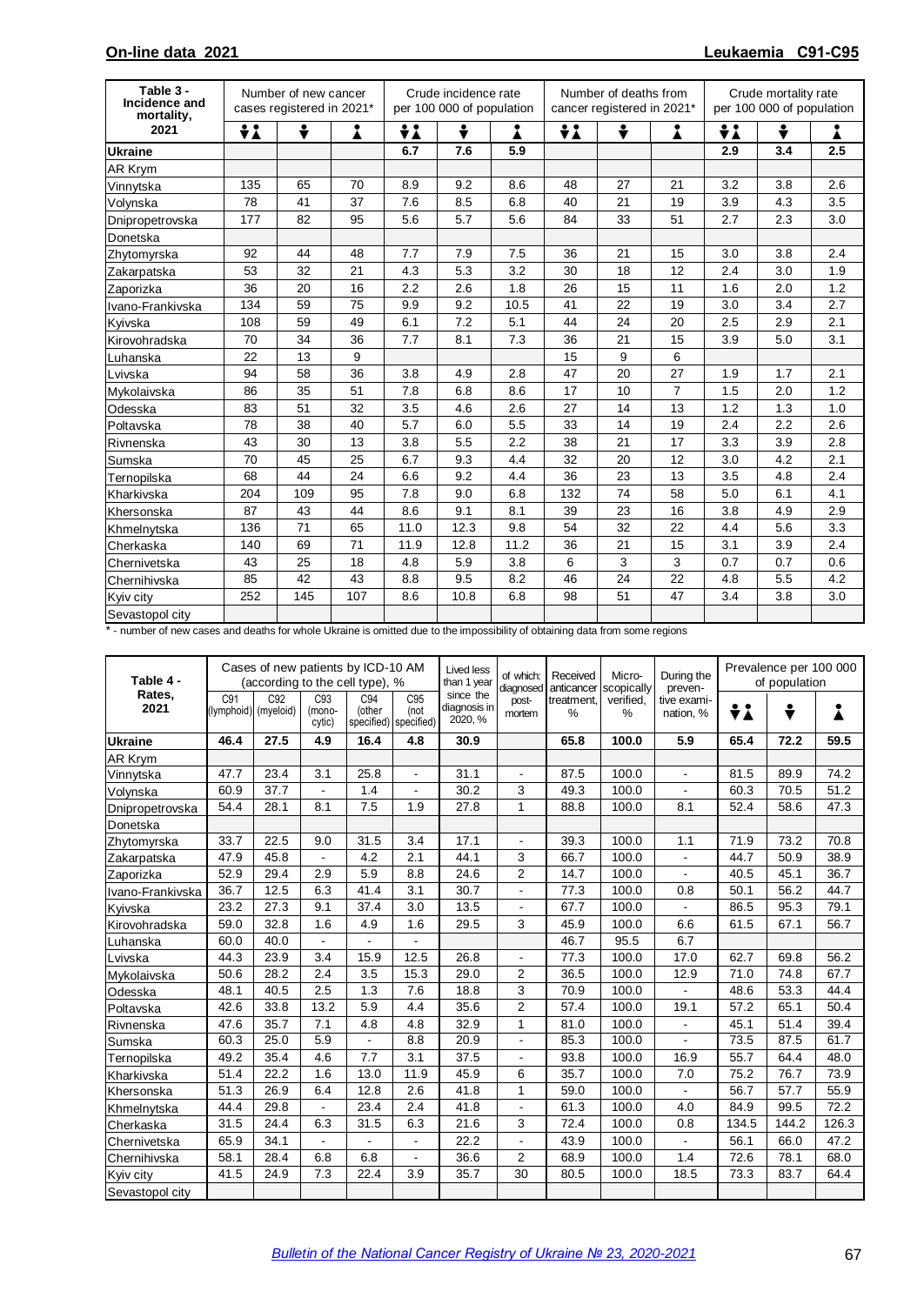## Leukaemia C91-C95

| Table 3 - Incidence and mortality, 2021 | Number of new cancer cases registered in 2021* | | | Crude incidence rate per 100 000 of population | | | Number of deaths from cancer registered in 2021* | | | Crude mortality rate per 100 000 of population | | |
|---|---|---|---|---|---|---|---|---|---|---|---|---|
| | Both | Male | Female | Both | Male | Female | Both | Male | Female | Both | Male | Female |
| **Ukraine** | | | | 6.7 | 7.6 | 5.9 | | | | 2.9 | 3.4 | 2.5 |
| AR Krym | | | | | | | | | | | | |
| Vinnytska | 135 | 65 | 70 | 8.9 | 9.2 | 8.6 | 48 | 27 | 21 | 3.2 | 3.8 | 2.6 |
| Volynska | 78 | 41 | 37 | 7.6 | 8.5 | 6.8 | 40 | 21 | 19 | 3.9 | 4.3 | 3.5 |
| Dnipropetrovska | 177 | 82 | 95 | 5.6 | 5.7 | 5.6 | 84 | 33 | 51 | 2.7 | 2.3 | 3.0 |
| Donetska | | | | | | | | | | | | |
| Zhytomyrska | 92 | 44 | 48 | 7.7 | 7.9 | 7.5 | 36 | 21 | 15 | 3.0 | 3.8 | 2.4 |
| Zakarpatska | 53 | 32 | 21 | 4.3 | 5.3 | 3.2 | 30 | 18 | 12 | 2.4 | 3.0 | 1.9 |
| Zaporizka | 36 | 20 | 16 | 2.2 | 2.6 | 1.8 | 26 | 15 | 11 | 1.6 | 2.0 | 1.2 |
| Ivano-Frankivska | 134 | 59 | 75 | 9.9 | 9.2 | 10.5 | 41 | 22 | 19 | 3.0 | 3.4 | 2.7 |
| Kyivska | 108 | 59 | 49 | 6.1 | 7.2 | 5.1 | 44 | 24 | 20 | 2.5 | 2.9 | 2.1 |
| Kirovohradska | 70 | 34 | 36 | 7.7 | 8.1 | 7.3 | 36 | 21 | 15 | 3.9 | 5.0 | 3.1 |
| Luhanska | 22 | 13 | 9 | | | | 15 | 9 | 6 | | | |
| Lvivska | 94 | 58 | 36 | 3.8 | 4.9 | 2.8 | 47 | 20 | 27 | 1.9 | 1.7 | 2.1 |
| Mykolaivska | 86 | 35 | 51 | 7.8 | 6.8 | 8.6 | 17 | 10 | 7 | 1.5 | 2.0 | 1.2 |
| Odesska | 83 | 51 | 32 | 3.5 | 4.6 | 2.6 | 27 | 14 | 13 | 1.2 | 1.3 | 1.0 |
| Poltavska | 78 | 38 | 40 | 5.7 | 6.0 | 5.5 | 33 | 14 | 19 | 2.4 | 2.2 | 2.6 |
| Rivnenska | 43 | 30 | 13 | 3.8 | 5.5 | 2.2 | 38 | 21 | 17 | 3.3 | 3.9 | 2.8 |
| Sumska | 70 | 45 | 25 | 6.7 | 9.3 | 4.4 | 32 | 20 | 12 | 3.0 | 4.2 | 2.1 |
| Ternopilska | 68 | 44 | 24 | 6.6 | 9.2 | 4.4 | 36 | 23 | 13 | 3.5 | 4.8 | 2.4 |
| Kharkivska | 204 | 109 | 95 | 7.8 | 9.0 | 6.8 | 132 | 74 | 58 | 5.0 | 6.1 | 4.1 |
| Khersonska | 87 | 43 | 44 | 8.6 | 9.1 | 8.1 | 39 | 23 | 16 | 3.8 | 4.9 | 2.9 |
| Khmelnytska | 136 | 71 | 65 | 11.0 | 12.3 | 9.8 | 54 | 32 | 22 | 4.4 | 5.6 | 3.3 |
| Cherkaska | 140 | 69 | 71 | 11.9 | 12.8 | 11.2 | 36 | 21 | 15 | 3.1 | 3.9 | 2.4 |
| Chernivetska | 43 | 25 | 18 | 4.8 | 5.9 | 3.8 | 6 | 3 | 3 | 0.7 | 0.7 | 0.6 |
| Chernihivska | 85 | 42 | 43 | 8.8 | 9.5 | 8.2 | 46 | 24 | 22 | 4.8 | 5.5 | 4.2 |
| Kyiv city | 252 | 145 | 107 | 8.6 | 10.8 | 6.8 | 98 | 51 | 47 | 3.4 | 3.8 | 3.0 |
| Sevastopol city | | | | | | | | | | | | |

\* - number of new cases and deaths for whole Ukraine is omitted due to the impossibility of obtaining data from some regions

| Table 4 - Rates, 2021 | Cases of new patients by ICD-10 AM (according to the cell type), % | | | | | Lived less than 1 year since the diagnosis in 2020, % | of which: diagnosed post-mortem | Received anticancer treatment, % | Micro-scopically verified, % | During the preventive examination, % | Prevalence per 100 000 of population | | |
|---|---|---|---|---|---|---|---|---|---|---|---|---|---|
| | C91 (lymphoid) | C92 (myeloid) | C93 (monocytic) | C94 (other specified) | C95 (not specified) | | | | | | Both | Male | Female |
| **Ukraine** | 46.4 | 27.5 | 4.9 | 16.4 | 4.8 | 30.9 | | 65.8 | 100.0 | 5.9 | 65.4 | 72.2 | 59.5 |
| AR Krym | | | | | | | | | | | | | |
| Vinnytska | 47.7 | 23.4 | 3.1 | 25.8 | - | 31.1 | - | 87.5 | 100.0 | - | 81.5 | 89.9 | 74.2 |
| Volynska | 60.9 | 37.7 | - | 1.4 | - | 30.2 | 3 | 49.3 | 100.0 | - | 60.3 | 70.5 | 51.2 |
| Dnipropetrovska | 54.4 | 28.1 | 8.1 | 7.5 | 1.9 | 27.8 | 1 | 88.8 | 100.0 | 8.1 | 52.4 | 58.6 | 47.3 |
| Donetska | | | | | | | | | | | | | |
| Zhytomyrska | 33.7 | 22.5 | 9.0 | 31.5 | 3.4 | 17.1 | - | 39.3 | 100.0 | 1.1 | 71.9 | 73.2 | 70.8 |
| Zakarpatska | 47.9 | 45.8 | - | 4.2 | 2.1 | 44.1 | 3 | 66.7 | 100.0 | - | 44.7 | 50.9 | 38.9 |
| Zaporizka | 52.9 | 29.4 | 2.9 | 5.9 | 8.8 | 24.6 | 2 | 14.7 | 100.0 | - | 40.5 | 45.1 | 36.7 |
| Ivano-Frankivska | 36.7 | 12.5 | 6.3 | 41.4 | 3.1 | 30.7 | - | 77.3 | 100.0 | 0.8 | 50.1 | 56.2 | 44.7 |
| Kyivska | 23.2 | 27.3 | 9.1 | 37.4 | 3.0 | 13.5 | - | 67.7 | 100.0 | - | 86.5 | 95.3 | 79.1 |
| Kirovohradska | 59.0 | 32.8 | 1.6 | 4.9 | 1.6 | 29.5 | 3 | 45.9 | 100.0 | 6.6 | 61.5 | 67.1 | 56.7 |
| Luhanska | 60.0 | 40.0 | - | - | - | | | 46.7 | 95.5 | 6.7 | | | |
| Lvivska | 44.3 | 23.9 | 3.4 | 15.9 | 12.5 | 26.8 | - | 77.3 | 100.0 | 17.0 | 62.7 | 69.8 | 56.2 |
| Mykolaivska | 50.6 | 28.2 | 2.4 | 3.5 | 15.3 | 29.0 | 2 | 36.5 | 100.0 | 12.9 | 71.0 | 74.8 | 67.7 |
| Odesska | 48.1 | 40.5 | 2.5 | 1.3 | 7.6 | 18.8 | 3 | 70.9 | 100.0 | - | 48.6 | 53.3 | 44.4 |
| Poltavska | 42.6 | 33.8 | 13.2 | 5.9 | 4.4 | 35.6 | 2 | 57.4 | 100.0 | 19.1 | 57.2 | 65.1 | 50.4 |
| Rivnenska | 47.6 | 35.7 | 7.1 | 4.8 | 4.8 | 32.9 | 1 | 81.0 | 100.0 | - | 45.1 | 51.4 | 39.4 |
| Sumska | 60.3 | 25.0 | 5.9 | - | 8.8 | 20.9 | - | 85.3 | 100.0 | - | 73.5 | 87.5 | 61.7 |
| Ternopilska | 49.2 | 35.4 | 4.6 | 7.7 | 3.1 | 37.5 | - | 93.8 | 100.0 | 16.9 | 55.7 | 64.4 | 48.0 |
| Kharkivska | 51.4 | 22.2 | 1.6 | 13.0 | 11.9 | 45.9 | 6 | 35.7 | 100.0 | 7.0 | 75.2 | 76.7 | 73.9 |
| Khersonska | 51.3 | 26.9 | 6.4 | 12.8 | 2.6 | 41.8 | 1 | 59.0 | 100.0 | - | 56.7 | 57.7 | 55.9 |
| Khmelnytska | 44.4 | 29.8 | - | 23.4 | 2.4 | 41.8 | - | 61.3 | 100.0 | 4.0 | 84.9 | 99.5 | 72.2 |
| Cherkaska | 31.5 | 24.4 | 6.3 | 31.5 | 6.3 | 21.6 | 3 | 72.4 | 100.0 | 0.8 | 134.5 | 144.2 | 126.3 |
| Chernivetska | 65.9 | 34.1 | - | - | - | 22.2 | - | 43.9 | 100.0 | - | 56.1 | 66.0 | 47.2 |
| Chernihivska | 58.1 | 28.4 | 6.8 | 6.8 | - | 36.6 | 2 | 68.9 | 100.0 | 1.4 | 72.6 | 78.1 | 68.0 |
| Kyiv city | 41.5 | 24.9 | 7.3 | 22.4 | 3.9 | 35.7 | 30 | 80.5 | 100.0 | 18.5 | 73.3 | 83.7 | 64.4 |
| Sevastopol city | | | | | | | | | | | | | |